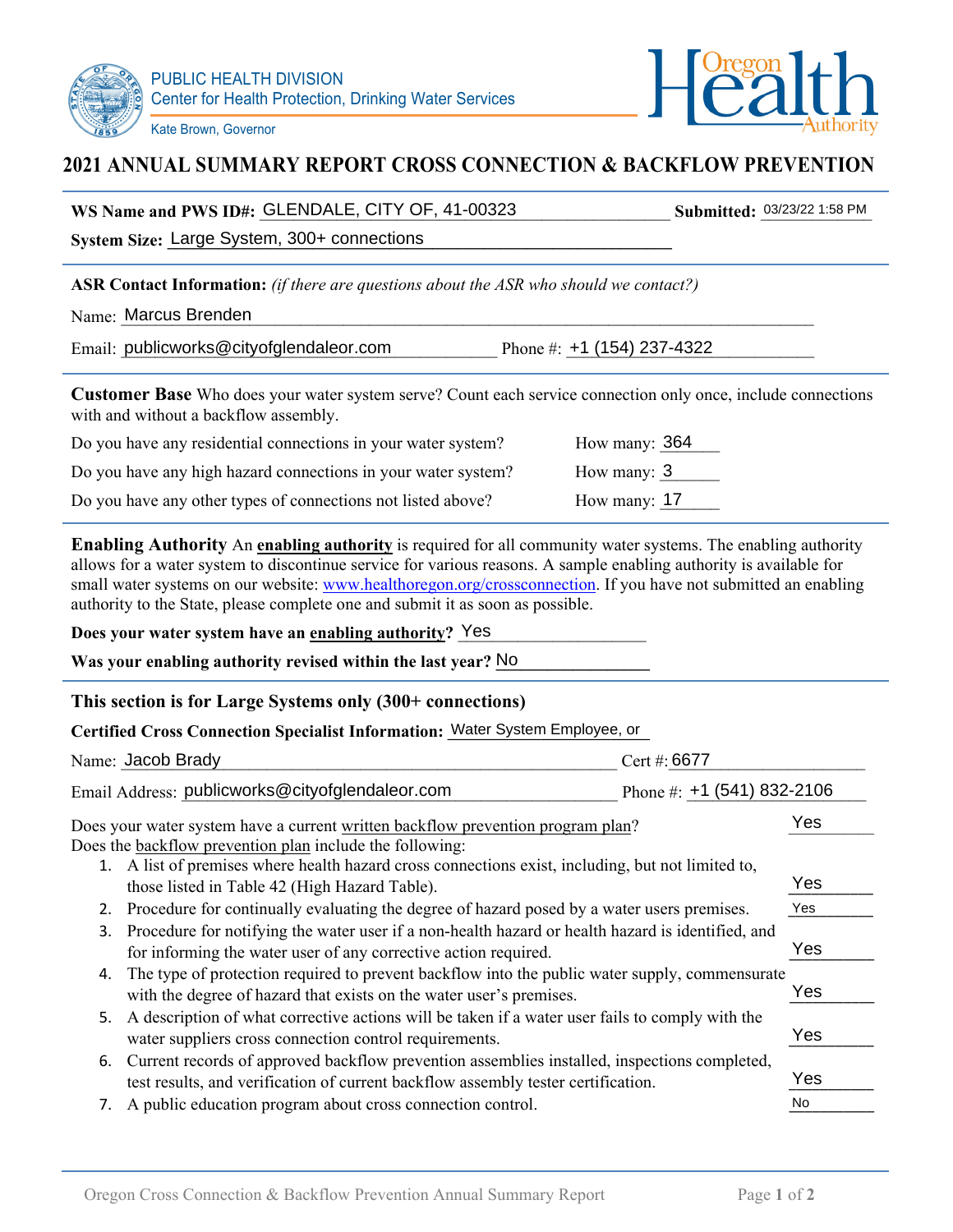PUBLIC HEALTH DIVISION
Center for Health Protection, Drinking Water Services

Kate Brown, Governor

Oregon Health Authority

# 2021 ANNUAL SUMMARY REPORT CROSS CONNECTION & BACKFLOW PREVENTION

**WS Name and PWS ID#:** GLENDALE, CITY OF, 41-00323 **Submitted:** 03/23/22 1:58 PM

**System Size:** Large System, 300+ connections

**ASR Contact Information:** *(if there are questions about the ASR who should we contact?)*

Name: Marcus Brenden

Email: publicworks@cityofglendaleor.com Phone #: +1 (154) 237-4322

**Customer Base** Who does your water system serve? Count each service connection only once, include connections with and without a backflow assembly.

Do you have any residential connections in your water system? How many: 364

Do you have any high hazard connections in your water system? How many: 3

Do you have any other types of connections not listed above? How many: 17

**Enabling Authority** An **enabling authority** is required for all community water systems. The enabling authority allows for a water system to discontinue service for various reasons. A sample enabling authority is available for small water systems on our website: www.healthoregon.org/crossconnection. If you have not submitted an enabling authority to the State, please complete one and submit it as soon as possible.

**Does your water system have an enabling authority?** Yes

**Was your enabling authority revised within the last year?** No

**This section is for Large Systems only (300+ connections)**

**Certified Cross Connection Specialist Information:** Water System Employee, or

Name: Jacob Brady Cert #: 6677

Email Address: publicworks@cityofglendaleor.com Phone #: +1 (541) 832-2106

Does your water system have a current written backflow prevention program plan? Yes

Does the backflow prevention plan include the following:

1. A list of premises where health hazard cross connections exist, including, but not limited to, those listed in Table 42 (High Hazard Table). Yes
2. Procedure for continually evaluating the degree of hazard posed by a water users premises. Yes
3. Procedure for notifying the water user if a non-health hazard or health hazard is identified, and for informing the water user of any corrective action required. Yes
4. The type of protection required to prevent backflow into the public water supply, commensurate with the degree of hazard that exists on the water user's premises. Yes
5. A description of what corrective actions will be taken if a water user fails to comply with the water suppliers cross connection control requirements. Yes
6. Current records of approved backflow prevention assemblies installed, inspections completed, test results, and verification of current backflow assembly tester certification. Yes
7. A public education program about cross connection control. No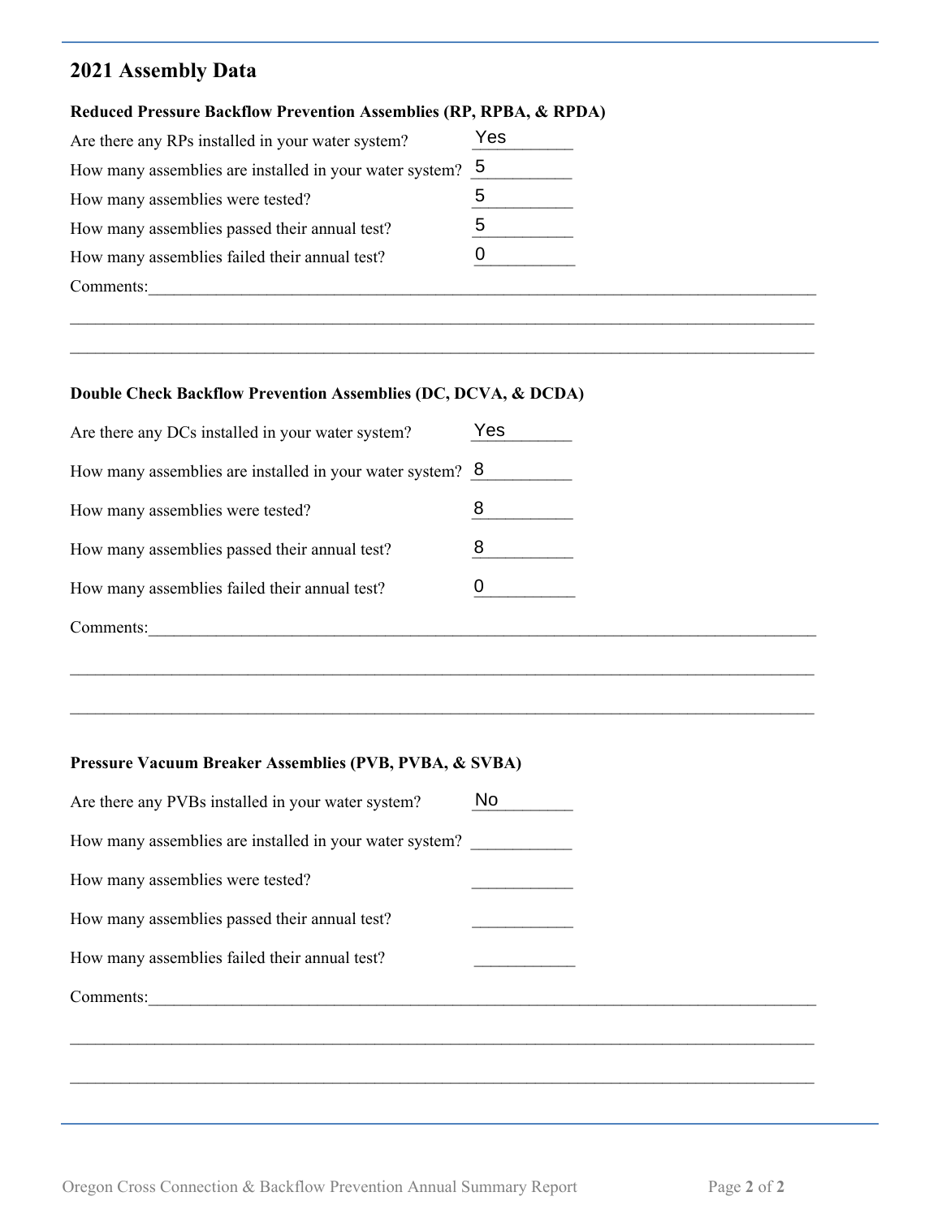## 2021 Assembly Data

### Reduced Pressure Backflow Prevention Assemblies (RP, RPBA, & RPDA)

Are there any RPs installed in your water system? Yes

How many assemblies are installed in your water system? 5

How many assemblies were tested? 5

How many assemblies passed their annual test? 5

How many assemblies failed their annual test? 0

Comments:

### Double Check Backflow Prevention Assemblies (DC, DCVA, & DCDA)

Are there any DCs installed in your water system? Yes

How many assemblies are installed in your water system? 8

How many assemblies were tested? 8

How many assemblies passed their annual test? 8

How many assemblies failed their annual test? 0

Comments:

### Pressure Vacuum Breaker Assemblies (PVB, PVBA, & SVBA)

Are there any PVBs installed in your water system? No

How many assemblies are installed in your water system?

How many assemblies were tested?

How many assemblies passed their annual test?

How many assemblies failed their annual test?

Comments: